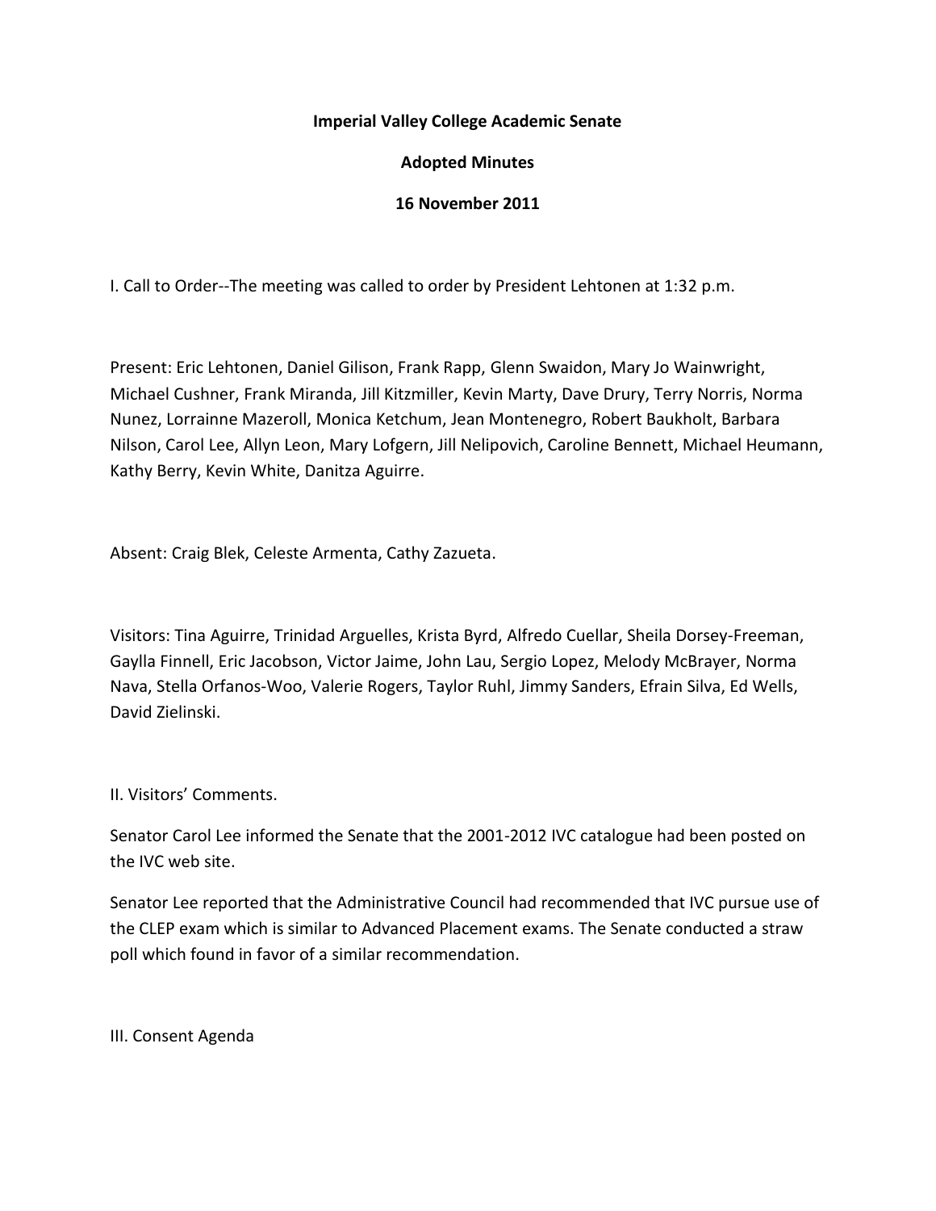**Imperial Valley College Academic Senate**

**Adopted Minutes**

**16 November 2011**

I. Call to Order--The meeting was called to order by President Lehtonen at 1:32 p.m.

Present: Eric Lehtonen, Daniel Gilison, Frank Rapp, Glenn Swaidon, Mary Jo Wainwright, Michael Cushner, Frank Miranda, Jill Kitzmiller, Kevin Marty, Dave Drury, Terry Norris, Norma Nunez, Lorrainne Mazeroll, Monica Ketchum, Jean Montenegro, Robert Baukholt, Barbara Nilson, Carol Lee, Allyn Leon, Mary Lofgern, Jill Nelipovich, Caroline Bennett, Michael Heumann, Kathy Berry, Kevin White, Danitza Aguirre.

Absent: Craig Blek, Celeste Armenta, Cathy Zazueta.

Visitors: Tina Aguirre, Trinidad Arguelles, Krista Byrd, Alfredo Cuellar, Sheila Dorsey-Freeman, Gaylla Finnell, Eric Jacobson, Victor Jaime, John Lau, Sergio Lopez, Melody McBrayer, Norma Nava, Stella Orfanos-Woo, Valerie Rogers, Taylor Ruhl, Jimmy Sanders, Efrain Silva, Ed Wells, David Zielinski.

II. Visitors' Comments.

Senator Carol Lee informed the Senate that the 2001-2012 IVC catalogue had been posted on the IVC web site.

Senator Lee reported that the Administrative Council had recommended that IVC pursue use of the CLEP exam which is similar to Advanced Placement exams. The Senate conducted a straw poll which found in favor of a similar recommendation.

III. Consent Agenda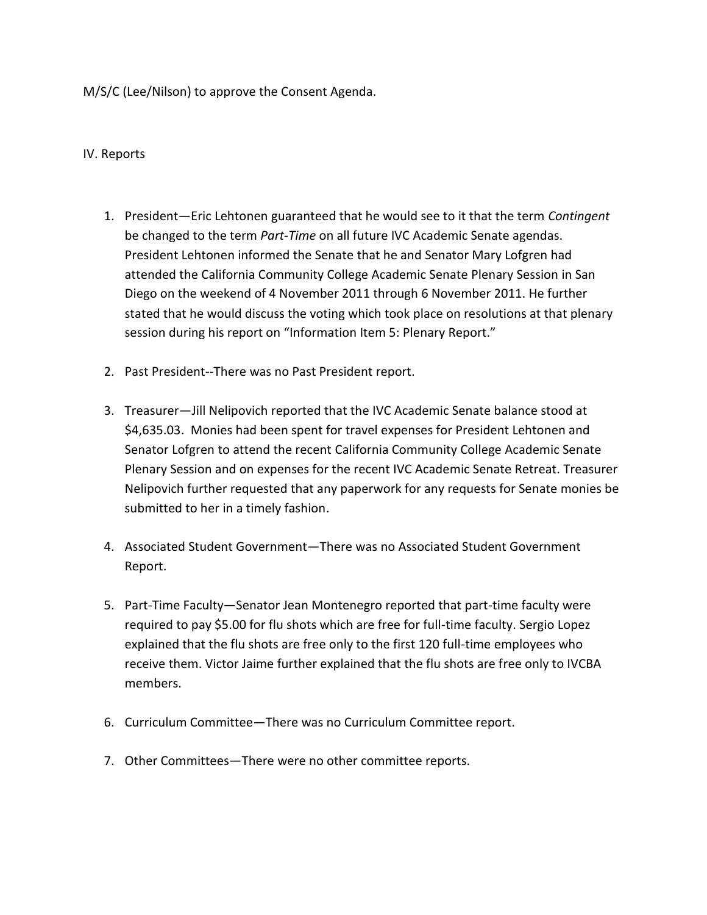M/S/C (Lee/Nilson) to approve the Consent Agenda.

IV. Reports

1. President—Eric Lehtonen guaranteed that he would see to it that the term *Contingent* be changed to the term *Part-Time* on all future IVC Academic Senate agendas. President Lehtonen informed the Senate that he and Senator Mary Lofgren had attended the California Community College Academic Senate Plenary Session in San Diego on the weekend of 4 November 2011 through 6 November 2011. He further stated that he would discuss the voting which took place on resolutions at that plenary session during his report on "Information Item 5: Plenary Report."

2. Past President--There was no Past President report.

3. Treasurer—Jill Nelipovich reported that the IVC Academic Senate balance stood at $4,635.03. Monies had been spent for travel expenses for President Lehtonen and Senator Lofgren to attend the recent California Community College Academic Senate Plenary Session and on expenses for the recent IVC Academic Senate Retreat. Treasurer Nelipovich further requested that any paperwork for any requests for Senate monies be submitted to her in a timely fashion.

4. Associated Student Government—There was no Associated Student Government Report.

5. Part-Time Faculty—Senator Jean Montenegro reported that part-time faculty were required to pay $5.00 for flu shots which are free for full-time faculty. Sergio Lopez explained that the flu shots are free only to the first 120 full-time employees who receive them. Victor Jaime further explained that the flu shots are free only to IVCBA members.

6. Curriculum Committee—There was no Curriculum Committee report.

7. Other Committees—There were no other committee reports.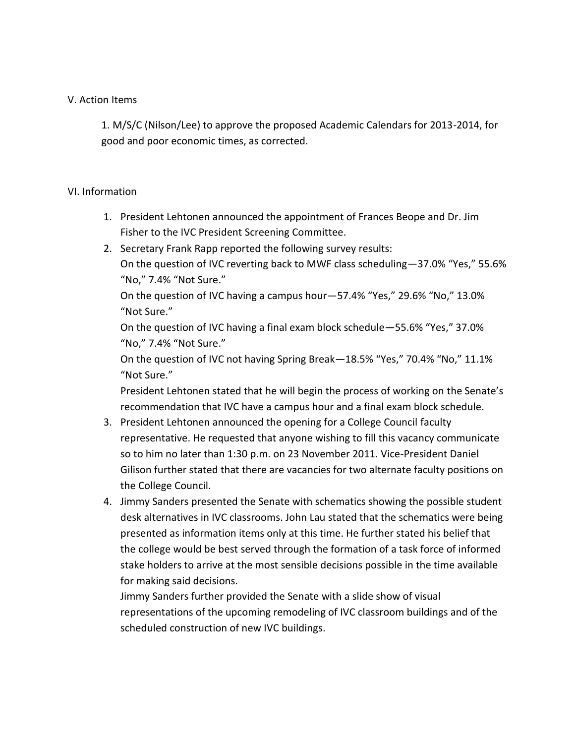V. Action Items

1. M/S/C (Nilson/Lee) to approve the proposed Academic Calendars for 2013-2014, for good and poor economic times, as corrected.

VI. Information

1. President Lehtonen announced the appointment of Frances Beope and Dr. Jim Fisher to the IVC President Screening Committee.
2. Secretary Frank Rapp reported the following survey results:
   On the question of IVC reverting back to MWF class scheduling—37.0% "Yes," 55.6% "No," 7.4% "Not Sure."
   On the question of IVC having a campus hour—57.4% "Yes," 29.6% "No," 13.0% "Not Sure."
   On the question of IVC having a final exam block schedule—55.6% "Yes," 37.0% "No," 7.4% "Not Sure."
   On the question of IVC not having Spring Break—18.5% "Yes," 70.4% "No," 11.1% "Not Sure."
   President Lehtonen stated that he will begin the process of working on the Senate's recommendation that IVC have a campus hour and a final exam block schedule.
3. President Lehtonen announced the opening for a College Council faculty representative. He requested that anyone wishing to fill this vacancy communicate so to him no later than 1:30 p.m. on 23 November 2011. Vice-President Daniel Gilison further stated that there are vacancies for two alternate faculty positions on the College Council.
4. Jimmy Sanders presented the Senate with schematics showing the possible student desk alternatives in IVC classrooms. John Lau stated that the schematics were being presented as information items only at this time. He further stated his belief that the college would be best served through the formation of a task force of informed stake holders to arrive at the most sensible decisions possible in the time available for making said decisions.
   Jimmy Sanders further provided the Senate with a slide show of visual representations of the upcoming remodeling of IVC classroom buildings and of the scheduled construction of new IVC buildings.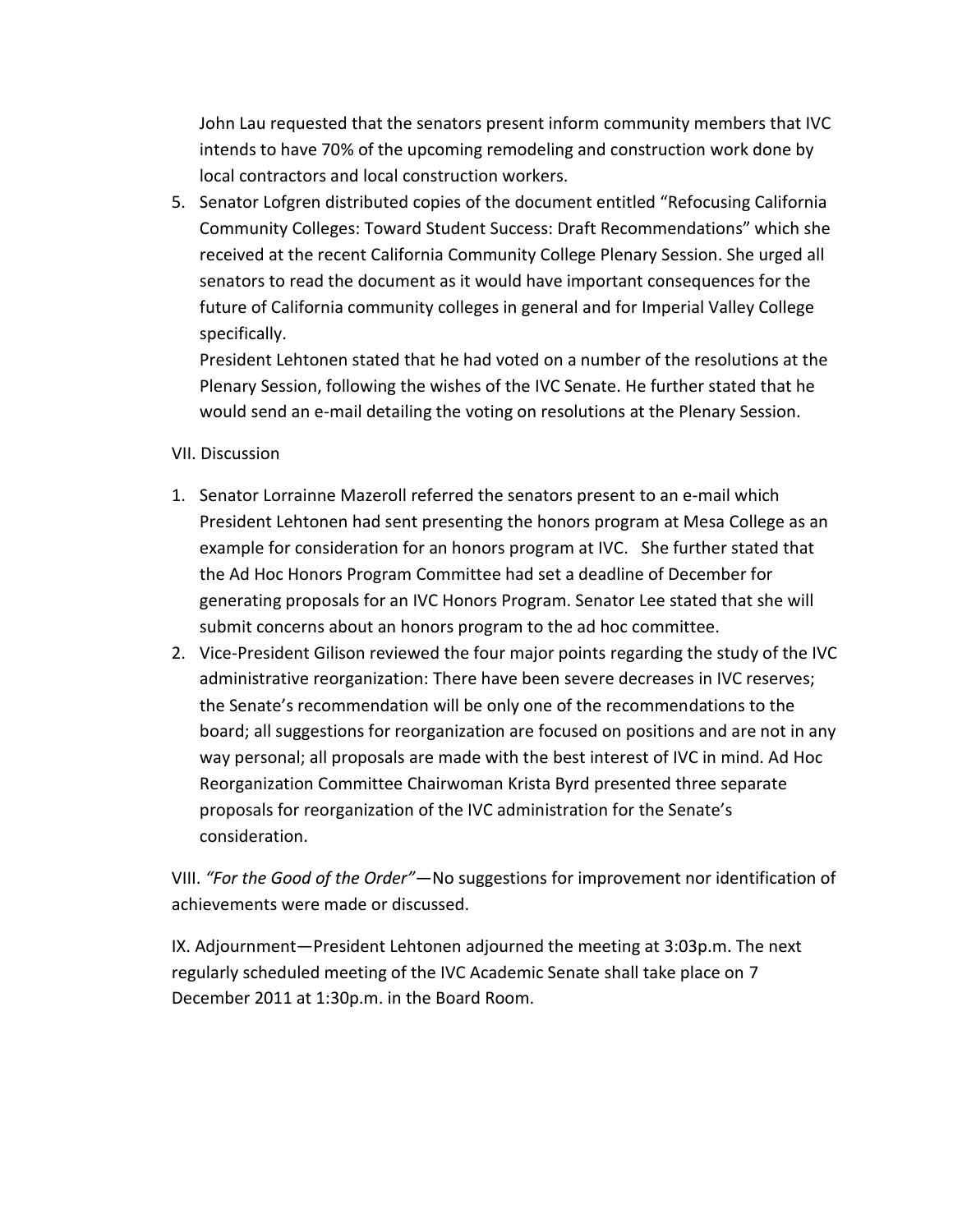John Lau requested that the senators present inform community members that IVC intends to have 70% of the upcoming remodeling and construction work done by local contractors and local construction workers.

5. Senator Lofgren distributed copies of the document entitled "Refocusing California Community Colleges: Toward Student Success: Draft Recommendations" which she received at the recent California Community College Plenary Session. She urged all senators to read the document as it would have important consequences for the future of California community colleges in general and for Imperial Valley College specifically.

   President Lehtonen stated that he had voted on a number of the resolutions at the Plenary Session, following the wishes of the IVC Senate. He further stated that he would send an e-mail detailing the voting on resolutions at the Plenary Session.

VII. Discussion

1. Senator Lorrainne Mazeroll referred the senators present to an e-mail which President Lehtonen had sent presenting the honors program at Mesa College as an example for consideration for an honors program at IVC. She further stated that the Ad Hoc Honors Program Committee had set a deadline of December for generating proposals for an IVC Honors Program. Senator Lee stated that she will submit concerns about an honors program to the ad hoc committee.
2. Vice-President Gilison reviewed the four major points regarding the study of the IVC administrative reorganization: There have been severe decreases in IVC reserves; the Senate's recommendation will be only one of the recommendations to the board; all suggestions for reorganization are focused on positions and are not in any way personal; all proposals are made with the best interest of IVC in mind. Ad Hoc Reorganization Committee Chairwoman Krista Byrd presented three separate proposals for reorganization of the IVC administration for the Senate's consideration.

VIII. *"For the Good of the Order"*—No suggestions for improvement nor identification of achievements were made or discussed.

IX. Adjournment—President Lehtonen adjourned the meeting at 3:03p.m. The next regularly scheduled meeting of the IVC Academic Senate shall take place on 7 December 2011 at 1:30p.m. in the Board Room.